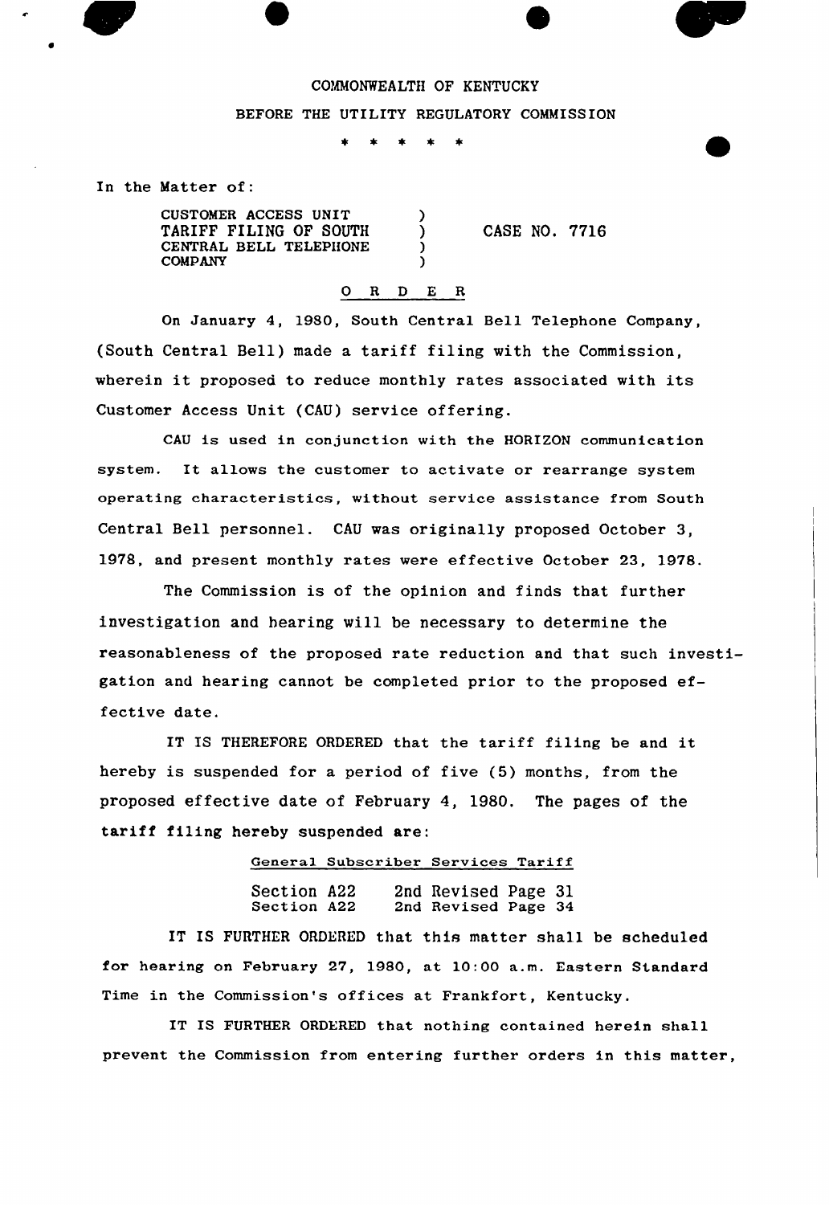COMMONWEALTH OF KENTUCKY

BEFORE THE UTILITY REGULATORY COMMISSION

\* \* \* \* \*

In the Matter of:

CUSTOMER ACCESS UNIT )
TARIFF FILING OF SOUTH ) CASE NO. 7716
CENTRAL BELL TELEPHONE )
COMPANY )

O R D E R

On January 4, 1980, South Central Bell Telephone Company, (South Central Bell) made a tariff filing with the Commission, wherein it proposed to reduce monthly rates associated with its Customer Access Unit (CAU) service offering.

CAU is used in conjunction with the HORIZON communication system. It allows the customer to activate or rearrange system operating characteristics, without service assistance from South Central Bell personnel. CAU was originally proposed October 3, 1978, and present monthly rates were effective October 23, 1978.

The Commission is of the opinion and finds that further investigation and hearing will be necessary to determine the reasonableness of the proposed rate reduction and that such investigation and hearing cannot be completed prior to the proposed effective date.

IT IS THEREFORE ORDERED that the tariff filing be and it hereby is suspended for a period of five (5) months, from the proposed effective date of February 4, 1980. The pages of the tariff filing hereby suspended are:

General Subscriber Services Tariff

Section A22 2nd Revised Page 31
Section A22 2nd Revised Page 34

IT IS FURTHER ORDERED that this matter shall be scheduled for hearing on February 27, 1980, at 10:00 a.m. Eastern Standard Time in the Commission's offices at Frankfort, Kentucky.

IT IS FURTHER ORDERED that nothing contained herein shall prevent the Commission from entering further orders in this matter,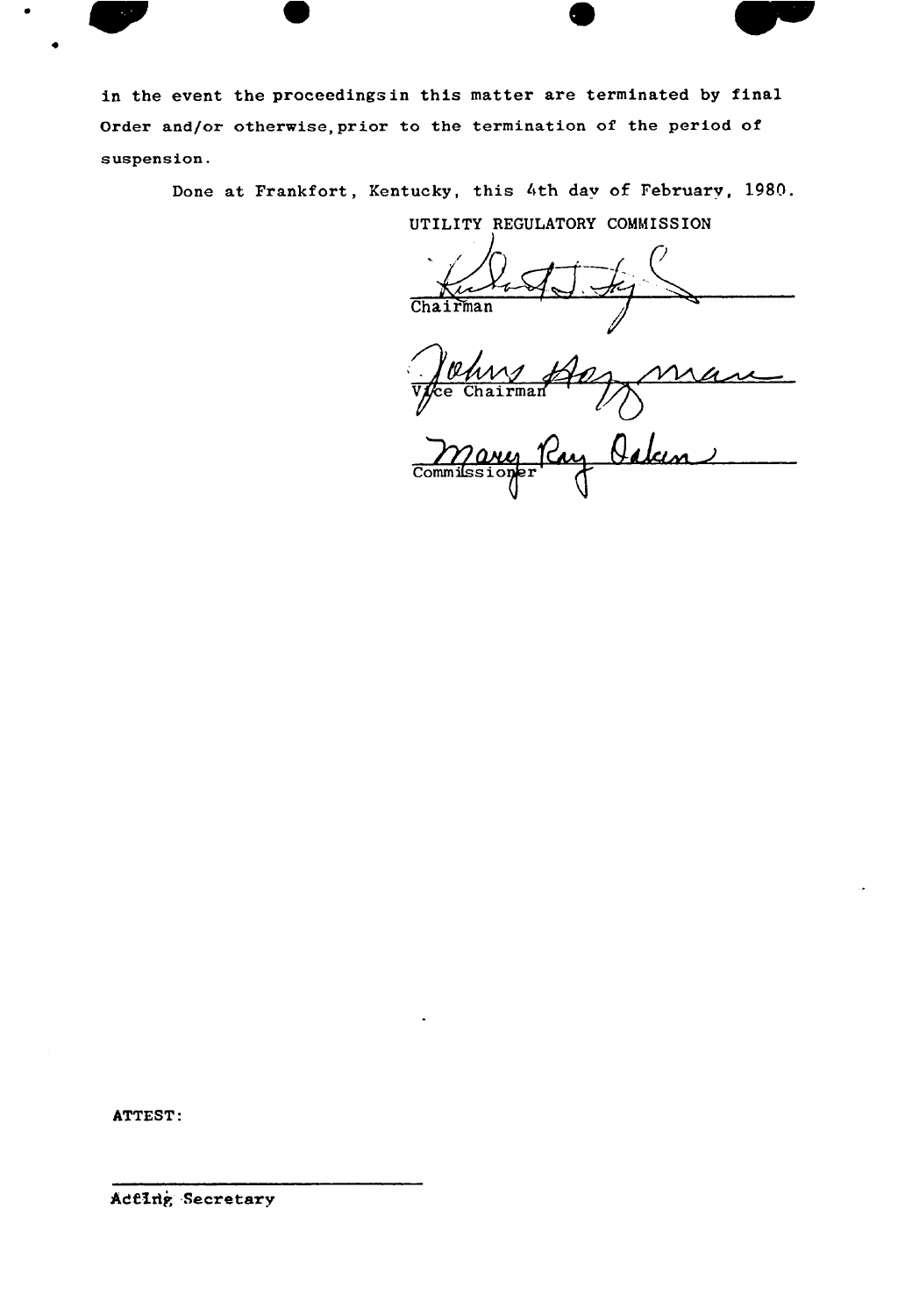in the event the proceedings in this matter are terminated by final Order and/or otherwise, prior to the termination of the period of suspension.

Done at Frankfort, Kentucky, this 4th day of February, 1980.

UTILITY REGULATORY COMMISSION

Chairman

Vice Chairman

Commissioner

ATTEST:

Acting Secretary